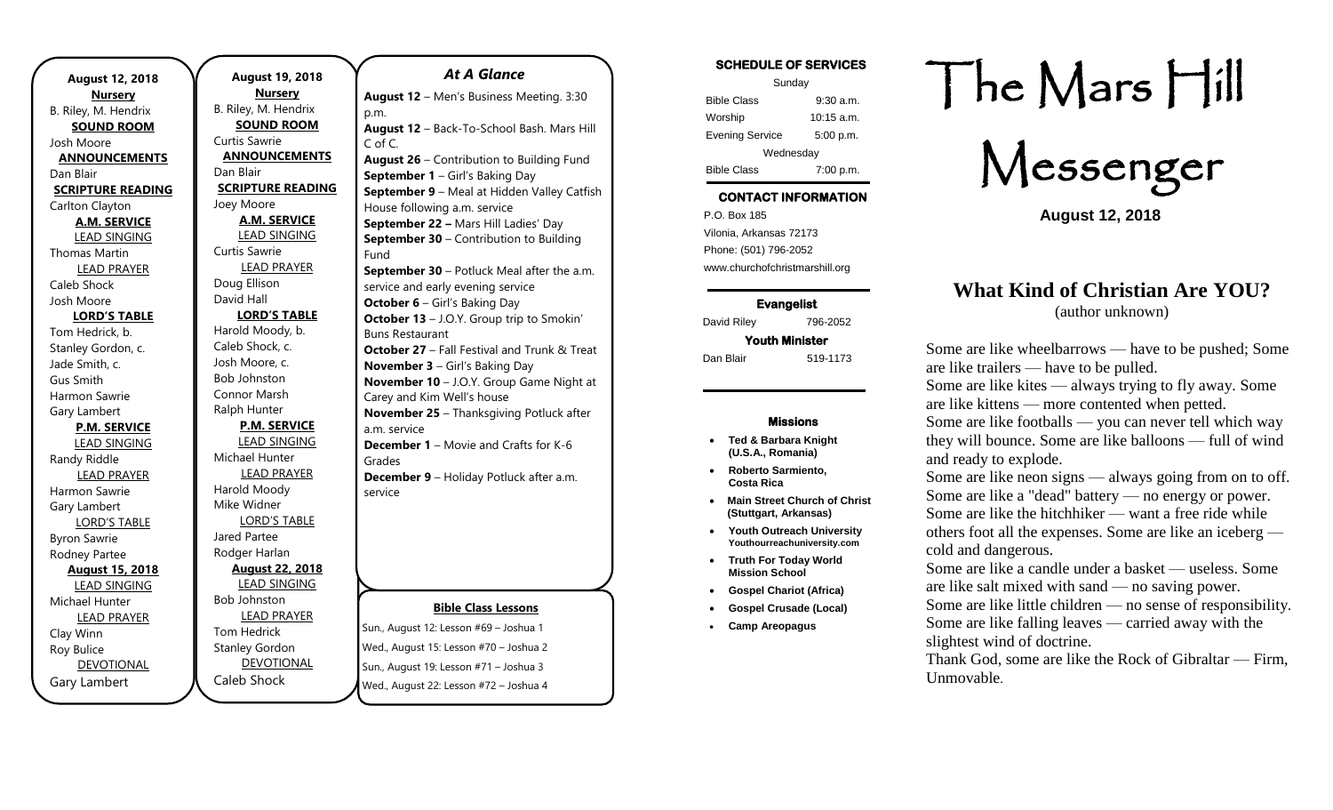**August 12, 2018**

**Nursery**

B. Riley, M. Hendrix

**SOUND ROOM**

Josh Moore

**ANNOUNCEMENTS**

Dan Blair

**SCRIPTURE READING**

Carlton Clayton

**A.M. SERVICE**

LEAD SINGING

Thomas Martin

LEAD PRAYER

Caleb Shock

Josh Moore

**LORD'S TABLE**

Tom Hedrick, b.

Stanley Gordon, c.

Jade Smith, c.

Gus Smith

Harmon Sawrie

Gary Lambert

**P.M. SERVICE**

LEAD SINGING

Randy Riddle

LEAD PRAYER

Harmon Sawrie

Gary Lambert

LORD'S TABLE

Byron Sawrie

Rodney Partee

**August 15, 2018**

LEAD SINGING

Michael Hunter

LEAD PRAYER

Clay Winn

Roy Bulice

DEVOTIONAL

Gary Lambert

**August 19, 2018**

**Nursery**

B. Riley, M. Hendrix

**SOUND ROOM**

Curtis Sawrie

**ANNOUNCEMENTS**

Dan Blair

**SCRIPTURE READING**

Joey Moore

**A.M. SERVICE**

LEAD SINGING

Curtis Sawrie

LEAD PRAYER

Doug Ellison

David Hall

**LORD'S TABLE**

Harold Moody, b.

Caleb Shock, c.

Josh Moore, c.

Bob Johnston

Connor Marsh

Ralph Hunter

**P.M. SERVICE**

LEAD SINGING

Michael Hunter

LEAD PRAYER

Harold Moody

Mike Widner

LORD'S TABLE

Jared Partee

Rodger Harlan

**August 22, 2018**

LEAD SINGING

Bob Johnston

LEAD PRAYER

Tom Hedrick

Stanley Gordon

DEVOTIONAL

Caleb Shock

## *At A Glance*

**August 12** – Men's Business Meeting. 3:30 p.m.
**August 12** – Back-To-School Bash. Mars Hill C of C.
**August 26** – Contribution to Building Fund
**September 1** – Girl's Baking Day
**September 9** – Meal at Hidden Valley Catfish House following a.m. service
**September 22 –** Mars Hill Ladies' Day
**September 30** – Contribution to Building Fund
**September 30** – Potluck Meal after the a.m. service and early evening service
**October 6** – Girl's Baking Day
**October 13** – J.O.Y. Group trip to Smokin' Buns Restaurant
**October 27** – Fall Festival and Trunk & Treat
**November 3** – Girl's Baking Day
**November 10** – J.O.Y. Group Game Night at Carey and Kim Well's house
**November 25** – Thanksgiving Potluck after a.m. service
**December 1** – Movie and Crafts for K-6 Grades
**December 9** – Holiday Potluck after a.m. service

**Bible Class Lessons**

Sun., August 12: Lesson #69 – Joshua 1
Wed., August 15: Lesson #70 – Joshua 2
Sun., August 19: Lesson #71 – Joshua 3
Wed., August 22: Lesson #72 – Joshua 4

**SCHEDULE OF SERVICES**

| Sunday | |
|---|---|
| Bible Class | 9:30 a.m. |
| Worship | 10:15 a.m. |
| Evening Service | 5:00 p.m. |
| Wednesday | |
| Bible Class | 7:00 p.m. |

**CONTACT INFORMATION**

P.O. Box 185
Vilonia, Arkansas 72173
Phone: (501) 796-2052
www.churchofchristmarshill.org

**Evangelist**

David Riley 796-2052

**Youth Minister**

Dan Blair 519-1173

**Missions**

- **Ted & Barbara Knight (U.S.A., Romania)**
- **Roberto Sarmiento, Costa Rica**
- **Main Street Church of Christ (Stuttgart, Arkansas)**
- **Youth Outreach University Youthourreachuniversity.com**
- **Truth For Today World Mission School**
- **Gospel Chariot (Africa)**
- **Gospel Crusade (Local)**
- **Camp Areopagus**

# The Mars Hill Messenger

**August 12, 2018**

## What Kind of Christian Are YOU?

(author unknown)

Some are like wheelbarrows — have to be pushed; Some are like trailers — have to be pulled.
Some are like kites — always trying to fly away. Some are like kittens — more contented when petted.
Some are like footballs — you can never tell which way they will bounce. Some are like balloons — full of wind and ready to explode.
Some are like neon signs — always going from on to off. Some are like a "dead" battery — no energy or power.
Some are like the hitchhiker — want a free ride while others foot all the expenses. Some are like an iceberg — cold and dangerous.
Some are like a candle under a basket — useless. Some are like salt mixed with sand — no saving power.
Some are like little children — no sense of responsibility. Some are like falling leaves — carried away with the slightest wind of doctrine.
Thank God, some are like the Rock of Gibraltar — Firm, Unmovable.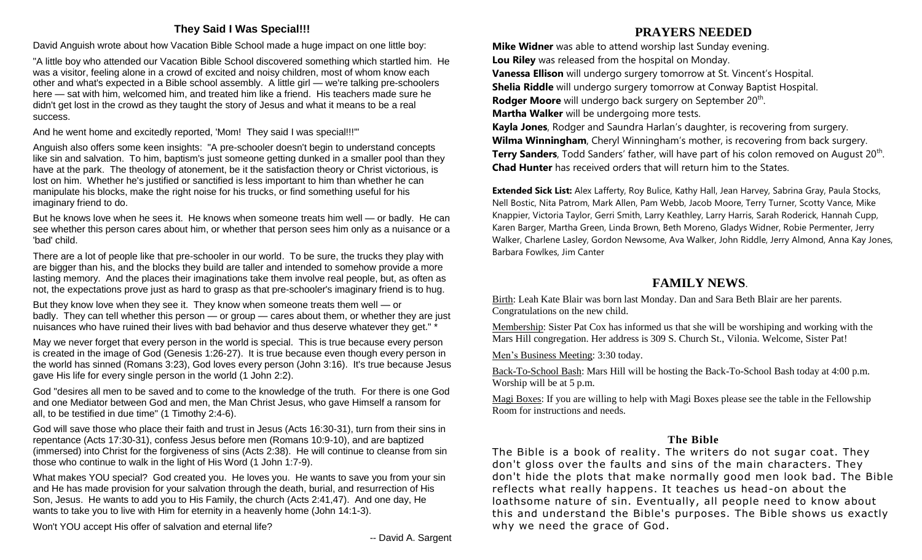## They Said I Was Special!!!

David Anguish wrote about how Vacation Bible School made a huge impact on one little boy:

"A little boy who attended our Vacation Bible School discovered something which startled him. He was a visitor, feeling alone in a crowd of excited and noisy children, most of whom know each other and what's expected in a Bible school assembly. A little girl — we're talking pre-schoolers here — sat with him, welcomed him, and treated him like a friend. His teachers made sure he didn't get lost in the crowd as they taught the story of Jesus and what it means to be a real success.

And he went home and excitedly reported, 'Mom! They said I was special!!!'"

Anguish also offers some keen insights: "A pre-schooler doesn't begin to understand concepts like sin and salvation. To him, baptism's just someone getting dunked in a smaller pool than they have at the park. The theology of atonement, be it the satisfaction theory or Christ victorious, is lost on him. Whether he's justified or sanctified is less important to him than whether he can manipulate his blocks, make the right noise for his trucks, or find something useful for his imaginary friend to do.

But he knows love when he sees it. He knows when someone treats him well — or badly. He can see whether this person cares about him, or whether that person sees him only as a nuisance or a 'bad' child.

There are a lot of people like that pre-schooler in our world. To be sure, the trucks they play with are bigger than his, and the blocks they build are taller and intended to somehow provide a more lasting memory. And the places their imaginations take them involve real people, but, as often as not, the expectations prove just as hard to grasp as that pre-schooler's imaginary friend is to hug.

But they know love when they see it. They know when someone treats them well — or badly. They can tell whether this person — or group — cares about them, or whether they are just nuisances who have ruined their lives with bad behavior and thus deserve whatever they get." *

May we never forget that every person in the world is special. This is true because every person is created in the image of God (Genesis 1:26-27). It is true because even though every person in the world has sinned (Romans 3:23), God loves every person (John 3:16). It's true because Jesus gave His life for every single person in the world (1 John 2:2).

God "desires all men to be saved and to come to the knowledge of the truth. For there is one God and one Mediator between God and men, the Man Christ Jesus, who gave Himself a ransom for all, to be testified in due time" (1 Timothy 2:4-6).

God will save those who place their faith and trust in Jesus (Acts 16:30-31), turn from their sins in repentance (Acts 17:30-31), confess Jesus before men (Romans 10:9-10), and are baptized (immersed) into Christ for the forgiveness of sins (Acts 2:38). He will continue to cleanse from sin those who continue to walk in the light of His Word (1 John 1:7-9).

What makes YOU special? God created you. He loves you. He wants to save you from your sin and He has made provision for your salvation through the death, burial, and resurrection of His Son, Jesus. He wants to add you to His Family, the church (Acts 2:41,47). And one day, He wants to take you to live with Him for eternity in a heavenly home (John 14:1-3).

Won't YOU accept His offer of salvation and eternal life?

-- David A. Sargent

## PRAYERS NEEDED

**Mike Widner** was able to attend worship last Sunday evening.
**Lou Riley** was released from the hospital on Monday.
**Vanessa Ellison** will undergo surgery tomorrow at St. Vincent's Hospital.
**Shelia Riddle** will undergo surgery tomorrow at Conway Baptist Hospital.
**Rodger Moore** will undergo back surgery on September 20th.
**Martha Walker** will be undergoing more tests.
**Kayla Jones**, Rodger and Saundra Harlan's daughter, is recovering from surgery.
**Wilma Winningham**, Cheryl Winningham's mother, is recovering from back surgery.
**Terry Sanders**, Todd Sanders' father, will have part of his colon removed on August 20th.
**Chad Hunter** has received orders that will return him to the States.

**Extended Sick List:** Alex Lafferty, Roy Bulice, Kathy Hall, Jean Harvey, Sabrina Gray, Paula Stocks, Nell Bostic, Nita Patrom, Mark Allen, Pam Webb, Jacob Moore, Terry Turner, Scotty Vance, Mike Knappier, Victoria Taylor, Gerri Smith, Larry Keathley, Larry Harris, Sarah Roderick, Hannah Cupp, Karen Barger, Martha Green, Linda Brown, Beth Moreno, Gladys Widner, Robie Permenter, Jerry Walker, Charlene Lasley, Gordon Newsome, Ava Walker, John Riddle, Jerry Almond, Anna Kay Jones, Barbara Fowlkes, Jim Canter

## FAMILY NEWS.

Birth: Leah Kate Blair was born last Monday. Dan and Sara Beth Blair are her parents. Congratulations on the new child.

Membership: Sister Pat Cox has informed us that she will be worshiping and working with the Mars Hill congregation. Her address is 309 S. Church St., Vilonia. Welcome, Sister Pat!

Men's Business Meeting: 3:30 today.

Back-To-School Bash: Mars Hill will be hosting the Back-To-School Bash today at 4:00 p.m. Worship will be at 5 p.m.

Magi Boxes: If you are willing to help with Magi Boxes please see the table in the Fellowship Room for instructions and needs.

### The Bible

The Bible is a book of reality. The writers do not sugar coat. They don't gloss over the faults and sins of the main characters. They don't hide the plots that make normally good men look bad. The Bible reflects what really happens. It teaches us head-on about the loathsome nature of sin. Eventually, all people need to know about this and understand the Bible's purposes. The Bible shows us exactly why we need the grace of God.